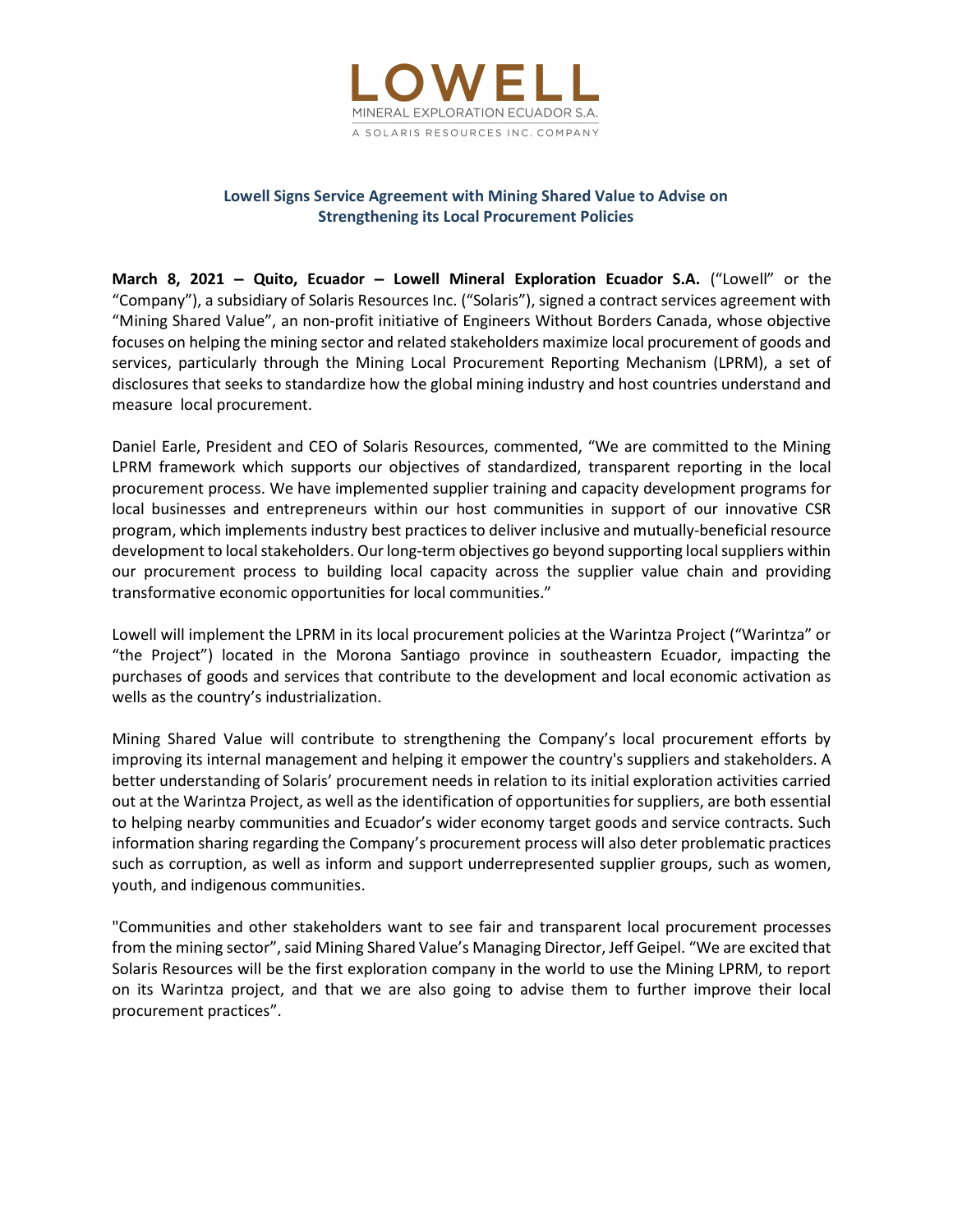LOWELL
MINERAL EXPLORATION ECUADOR S.A.
A SOLARIS RESOURCES INC. COMPANY

## Lowell Signs Service Agreement with Mining Shared Value to Advise on Strengthening its Local Procurement Policies

**March 8, 2021 – Quito, Ecuador – Lowell Mineral Exploration Ecuador S.A.** ("Lowell" or the "Company"), a subsidiary of Solaris Resources Inc. ("Solaris"), signed a contract services agreement with "Mining Shared Value", an non-profit initiative of Engineers Without Borders Canada, whose objective focuses on helping the mining sector and related stakeholders maximize local procurement of goods and services, particularly through the Mining Local Procurement Reporting Mechanism (LPRM), a set of disclosures that seeks to standardize how the global mining industry and host countries understand and measure local procurement.

Daniel Earle, President and CEO of Solaris Resources, commented, "We are committed to the Mining LPRM framework which supports our objectives of standardized, transparent reporting in the local procurement process. We have implemented supplier training and capacity development programs for local businesses and entrepreneurs within our host communities in support of our innovative CSR program, which implements industry best practices to deliver inclusive and mutually-beneficial resource development to local stakeholders. Our long-term objectives go beyond supporting local suppliers within our procurement process to building local capacity across the supplier value chain and providing transformative economic opportunities for local communities."

Lowell will implement the LPRM in its local procurement policies at the Warintza Project ("Warintza" or "the Project") located in the Morona Santiago province in southeastern Ecuador, impacting the purchases of goods and services that contribute to the development and local economic activation as wells as the country's industrialization.

Mining Shared Value will contribute to strengthening the Company's local procurement efforts by improving its internal management and helping it empower the country's suppliers and stakeholders. A better understanding of Solaris' procurement needs in relation to its initial exploration activities carried out at the Warintza Project, as well as the identification of opportunities for suppliers, are both essential to helping nearby communities and Ecuador's wider economy target goods and service contracts. Such information sharing regarding the Company's procurement process will also deter problematic practices such as corruption, as well as inform and support underrepresented supplier groups, such as women, youth, and indigenous communities.

"Communities and other stakeholders want to see fair and transparent local procurement processes from the mining sector", said Mining Shared Value's Managing Director, Jeff Geipel. "We are excited that Solaris Resources will be the first exploration company in the world to use the Mining LPRM, to report on its Warintza project, and that we are also going to advise them to further improve their local procurement practices".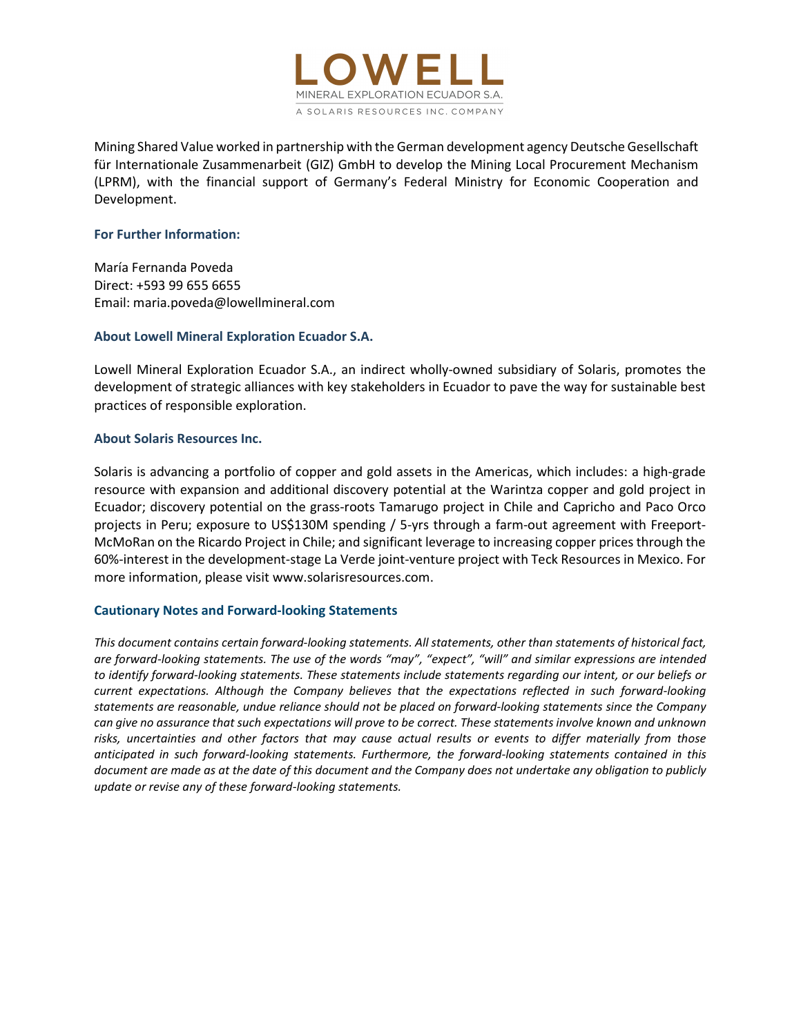Mining Shared Value worked in partnership with the German development agency Deutsche Gesellschaft für Internationale Zusammenarbeit (GIZ) GmbH to develop the Mining Local Procurement Mechanism (LPRM), with the financial support of Germany's Federal Ministry for Economic Cooperation and Development.

### For Further Information:

María Fernanda Poveda
Direct: +593 99 655 6655
Email: maria.poveda@lowellmineral.com

### About Lowell Mineral Exploration Ecuador S.A.

Lowell Mineral Exploration Ecuador S.A., an indirect wholly-owned subsidiary of Solaris, promotes the development of strategic alliances with key stakeholders in Ecuador to pave the way for sustainable best practices of responsible exploration.

### About Solaris Resources Inc.

Solaris is advancing a portfolio of copper and gold assets in the Americas, which includes: a high-grade resource with expansion and additional discovery potential at the Warintza copper and gold project in Ecuador; discovery potential on the grass-roots Tamarugo project in Chile and Capricho and Paco Orco projects in Peru; exposure to US$130M spending / 5-yrs through a farm-out agreement with Freeport-McMoRan on the Ricardo Project in Chile; and significant leverage to increasing copper prices through the 60%-interest in the development-stage La Verde joint-venture project with Teck Resources in Mexico. For more information, please visit www.solarisresources.com.

### Cautionary Notes and Forward-looking Statements

*This document contains certain forward-looking statements. All statements, other than statements of historical fact, are forward-looking statements. The use of the words "may", "expect", "will" and similar expressions are intended to identify forward-looking statements. These statements include statements regarding our intent, or our beliefs or current expectations. Although the Company believes that the expectations reflected in such forward-looking statements are reasonable, undue reliance should not be placed on forward-looking statements since the Company can give no assurance that such expectations will prove to be correct. These statements involve known and unknown risks, uncertainties and other factors that may cause actual results or events to differ materially from those anticipated in such forward-looking statements. Furthermore, the forward-looking statements contained in this document are made as at the date of this document and the Company does not undertake any obligation to publicly update or revise any of these forward-looking statements.*